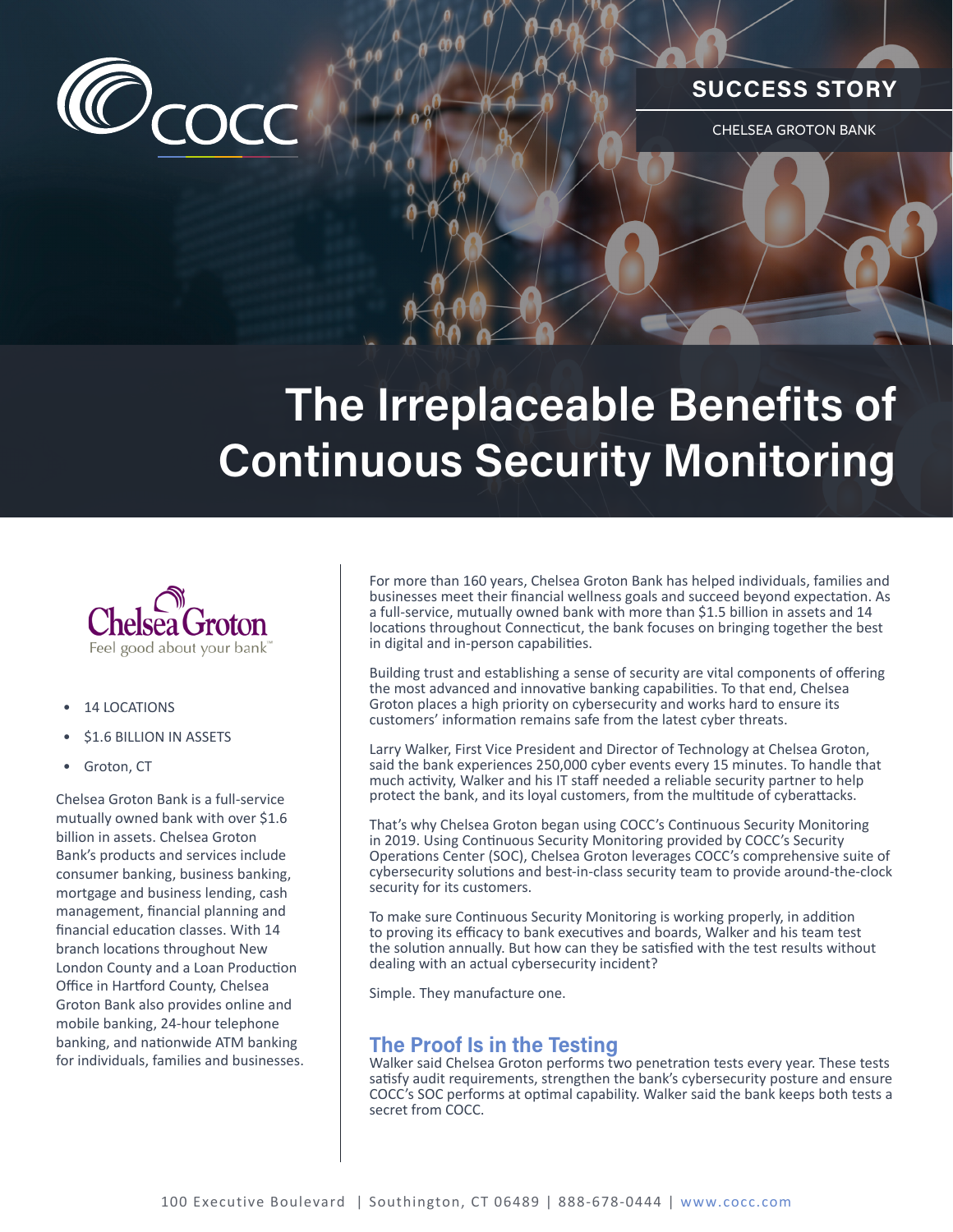SUCCESS STORY

CHELSEA GROTON BANK

# The Irreplaceable Benefits of Continuous Security Monitoring

Chelsea Groton

Feel good about your bank℠

- 14 LOCATIONS
- $1.6 BILLION IN ASSETS
- Groton, CT

Chelsea Groton Bank is a full-service mutually owned bank with over $1.6 billion in assets. Chelsea Groton Bank's products and services include consumer banking, business banking, mortgage and business lending, cash management, financial planning and financial education classes. With 14 branch locations throughout New London County and a Loan Production Office in Hartford County, Chelsea Groton Bank also provides online and mobile banking, 24-hour telephone banking, and nationwide ATM banking for individuals, families and businesses.

For more than 160 years, Chelsea Groton Bank has helped individuals, families and businesses meet their financial wellness goals and succeed beyond expectation. As a full-service, mutually owned bank with more than $1.5 billion in assets and 14 locations throughout Connecticut, the bank focuses on bringing together the best in digital and in-person capabilities.

Building trust and establishing a sense of security are vital components of offering the most advanced and innovative banking capabilities. To that end, Chelsea Groton places a high priority on cybersecurity and works hard to ensure its customers' information remains safe from the latest cyber threats.

Larry Walker, First Vice President and Director of Technology at Chelsea Groton, said the bank experiences 250,000 cyber events every 15 minutes. To handle that much activity, Walker and his IT staff needed a reliable security partner to help protect the bank, and its loyal customers, from the multitude of cyberattacks.

That's why Chelsea Groton began using COCC's Continuous Security Monitoring in 2019. Using Continuous Security Monitoring provided by COCC's Security Operations Center (SOC), Chelsea Groton leverages COCC's comprehensive suite of cybersecurity solutions and best-in-class security team to provide around-the-clock security for its customers.

To make sure Continuous Security Monitoring is working properly, in addition to proving its efficacy to bank executives and boards, Walker and his team test the solution annually. But how can they be satisfied with the test results without dealing with an actual cybersecurity incident?

Simple. They manufacture one.

## The Proof Is in the Testing

Walker said Chelsea Groton performs two penetration tests every year. These tests satisfy audit requirements, strengthen the bank's cybersecurity posture and ensure COCC's SOC performs at optimal capability. Walker said the bank keeps both tests a secret from COCC.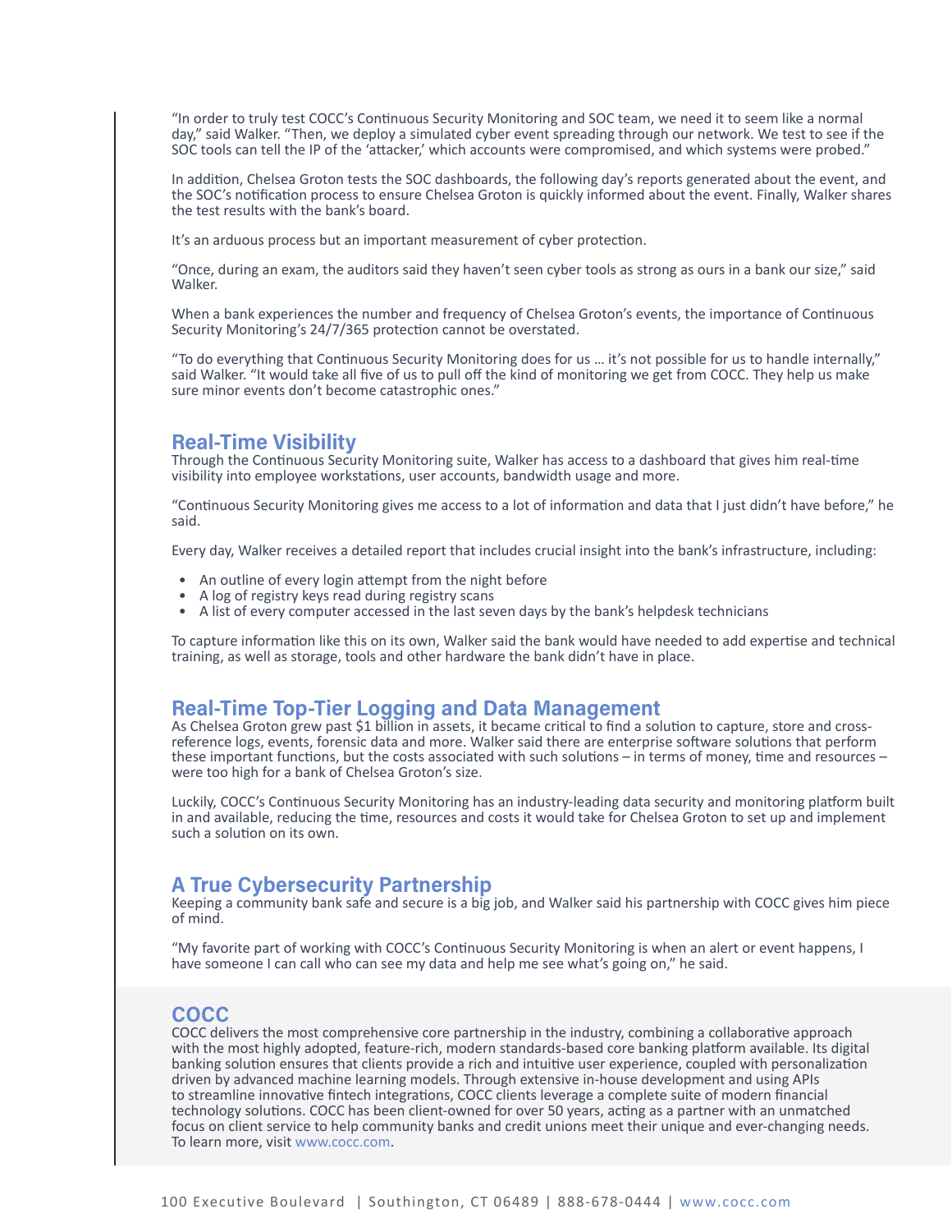"In order to truly test COCC's Continuous Security Monitoring and SOC team, we need it to seem like a normal day," said Walker. "Then, we deploy a simulated cyber event spreading through our network. We test to see if the SOC tools can tell the IP of the 'attacker,' which accounts were compromised, and which systems were probed."

In addition, Chelsea Groton tests the SOC dashboards, the following day's reports generated about the event, and the SOC's notification process to ensure Chelsea Groton is quickly informed about the event. Finally, Walker shares the test results with the bank's board.

It's an arduous process but an important measurement of cyber protection.

"Once, during an exam, the auditors said they haven't seen cyber tools as strong as ours in a bank our size," said Walker.

When a bank experiences the number and frequency of Chelsea Groton's events, the importance of Continuous Security Monitoring's 24/7/365 protection cannot be overstated.

"To do everything that Continuous Security Monitoring does for us … it's not possible for us to handle internally," said Walker. "It would take all five of us to pull off the kind of monitoring we get from COCC. They help us make sure minor events don't become catastrophic ones."

## Real-Time Visibility

Through the Continuous Security Monitoring suite, Walker has access to a dashboard that gives him real-time visibility into employee workstations, user accounts, bandwidth usage and more.

"Continuous Security Monitoring gives me access to a lot of information and data that I just didn't have before," he said.

Every day, Walker receives a detailed report that includes crucial insight into the bank's infrastructure, including:

- An outline of every login attempt from the night before
- A log of registry keys read during registry scans
- A list of every computer accessed in the last seven days by the bank's helpdesk technicians

To capture information like this on its own, Walker said the bank would have needed to add expertise and technical training, as well as storage, tools and other hardware the bank didn't have in place.

## Real-Time Top-Tier Logging and Data Management

As Chelsea Groton grew past $1 billion in assets, it became critical to find a solution to capture, store and cross-reference logs, events, forensic data and more. Walker said there are enterprise software solutions that perform these important functions, but the costs associated with such solutions – in terms of money, time and resources – were too high for a bank of Chelsea Groton's size.

Luckily, COCC's Continuous Security Monitoring has an industry-leading data security and monitoring platform built in and available, reducing the time, resources and costs it would take for Chelsea Groton to set up and implement such a solution on its own.

## A True Cybersecurity Partnership

Keeping a community bank safe and secure is a big job, and Walker said his partnership with COCC gives him piece of mind.

"My favorite part of working with COCC's Continuous Security Monitoring is when an alert or event happens, I have someone I can call who can see my data and help me see what's going on," he said.

## COCC

COCC delivers the most comprehensive core partnership in the industry, combining a collaborative approach with the most highly adopted, feature-rich, modern standards-based core banking platform available. Its digital banking solution ensures that clients provide a rich and intuitive user experience, coupled with personalization driven by advanced machine learning models. Through extensive in-house development and using APIs to streamline innovative fintech integrations, COCC clients leverage a complete suite of modern financial technology solutions. COCC has been client-owned for over 50 years, acting as a partner with an unmatched focus on client service to help community banks and credit unions meet their unique and ever-changing needs. To learn more, visit www.cocc.com.

100 Executive Boulevard | Southington, CT 06489 | 888-678-0444 | www.cocc.com